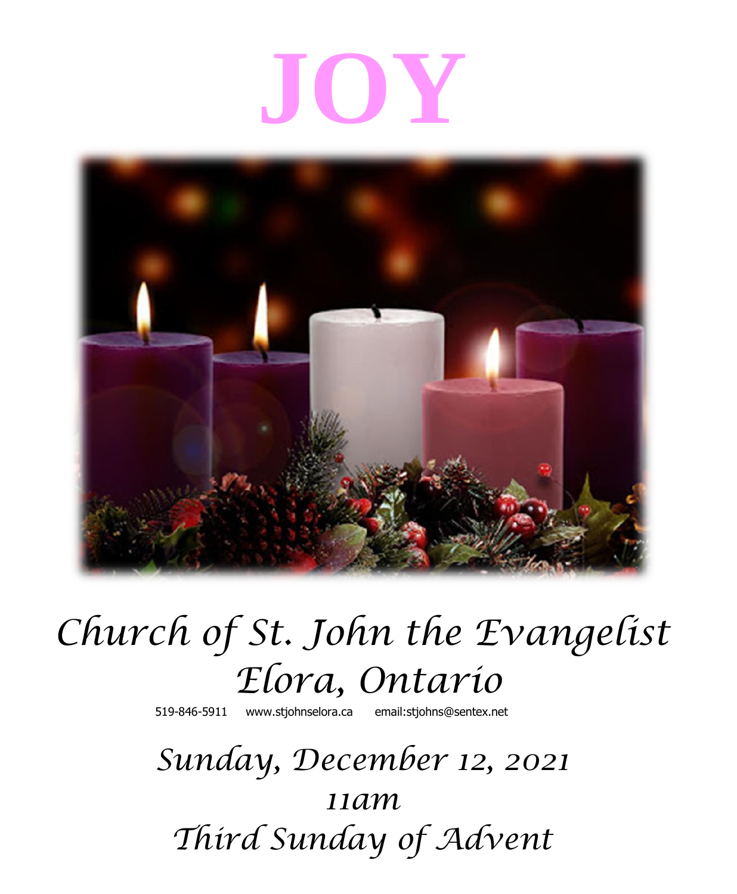# JOY

*Church of St. John the Evangelist*
*Elora, Ontario*

519-846-5911 www.stjohnselora.ca email:stjohns@sentex.net

*Sunday, December 12, 2021*
*11am*
*Third Sunday of Advent*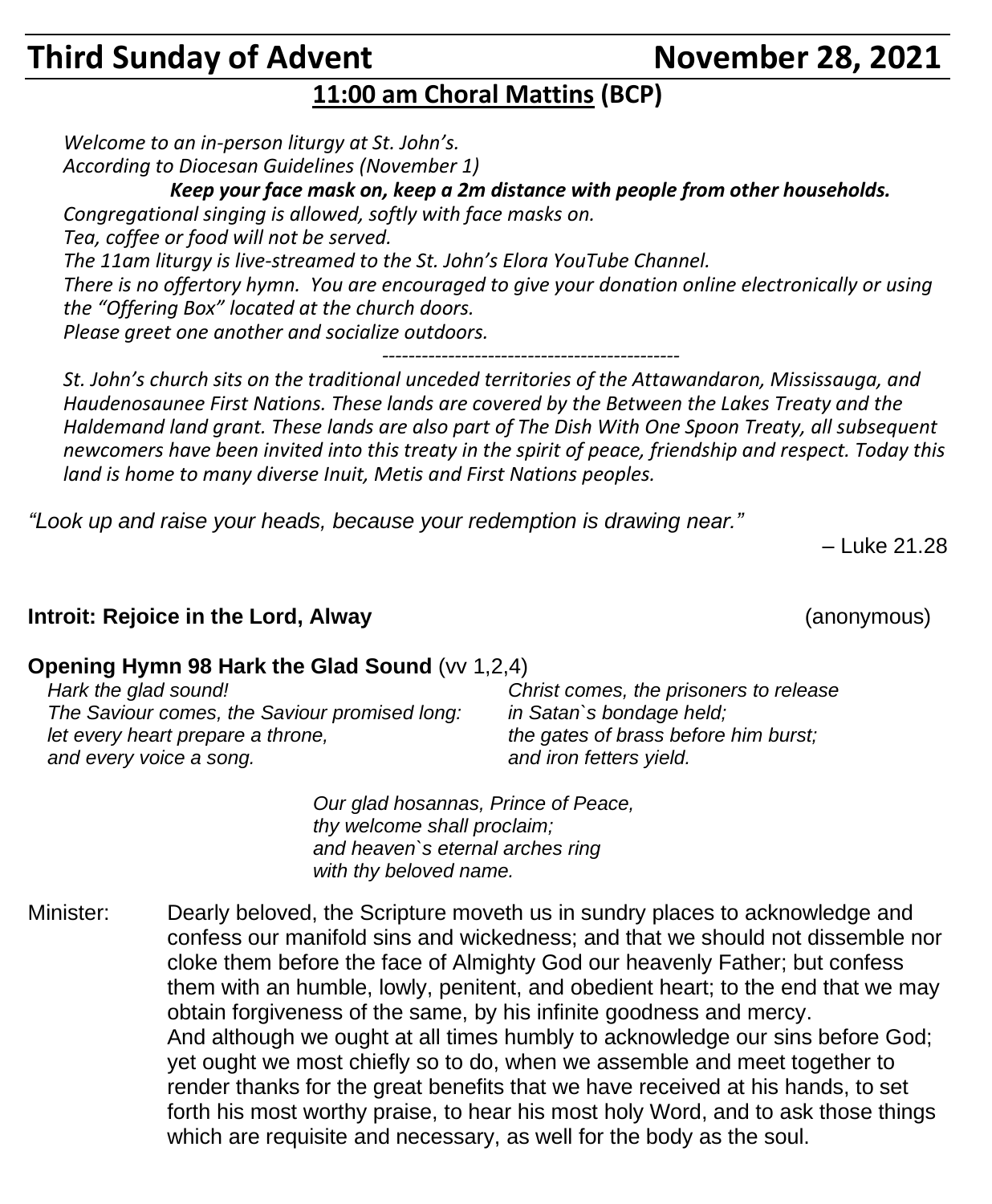# Third Sunday of Advent November 28, 2021

## 11:00 am Choral Mattins (BCP)

*Welcome to an in-person liturgy at St. John's.*
*According to Diocesan Guidelines (November 1)*

***Keep your face mask on, keep a 2m distance with people from other households.***

*Congregational singing is allowed, softly with face masks on.*
*Tea, coffee or food will not be served.*
*The 11am liturgy is live-streamed to the St. John's Elora YouTube Channel.*
*There is no offertory hymn. You are encouraged to give your donation online electronically or using the "Offering Box" located at the church doors.*
*Please greet one another and socialize outdoors.*

----------------------------------------------

*St. John's church sits on the traditional unceded territories of the Attawandaron, Mississauga, and Haudenosaunee First Nations. These lands are covered by the Between the Lakes Treaty and the Haldemand land grant. These lands are also part of The Dish With One Spoon Treaty, all subsequent newcomers have been invited into this treaty in the spirit of peace, friendship and respect. Today this land is home to many diverse Inuit, Metis and First Nations peoples.*

*"Look up and raise your heads, because your redemption is drawing near."*

– Luke 21.28

**Introit: Rejoice in the Lord, Alway** (anonymous)

**Opening Hymn 98 Hark the Glad Sound** (vv 1,2,4)

*Hark the glad sound!*
*The Saviour comes, the Saviour promised long:*
*let every heart prepare a throne,*
*and every voice a song.*

*Christ comes, the prisoners to release*
*in Satan`s bondage held;*
*the gates of brass before him burst;*
*and iron fetters yield.*

*Our glad hosannas, Prince of Peace,*
*thy welcome shall proclaim;*
*and heaven`s eternal arches ring*
*with thy beloved name.*

Minister: Dearly beloved, the Scripture moveth us in sundry places to acknowledge and confess our manifold sins and wickedness; and that we should not dissemble nor cloke them before the face of Almighty God our heavenly Father; but confess them with an humble, lowly, penitent, and obedient heart; to the end that we may obtain forgiveness of the same, by his infinite goodness and mercy.
And although we ought at all times humbly to acknowledge our sins before God; yet ought we most chiefly so to do, when we assemble and meet together to render thanks for the great benefits that we have received at his hands, to set forth his most worthy praise, to hear his most holy Word, and to ask those things which are requisite and necessary, as well for the body as the soul.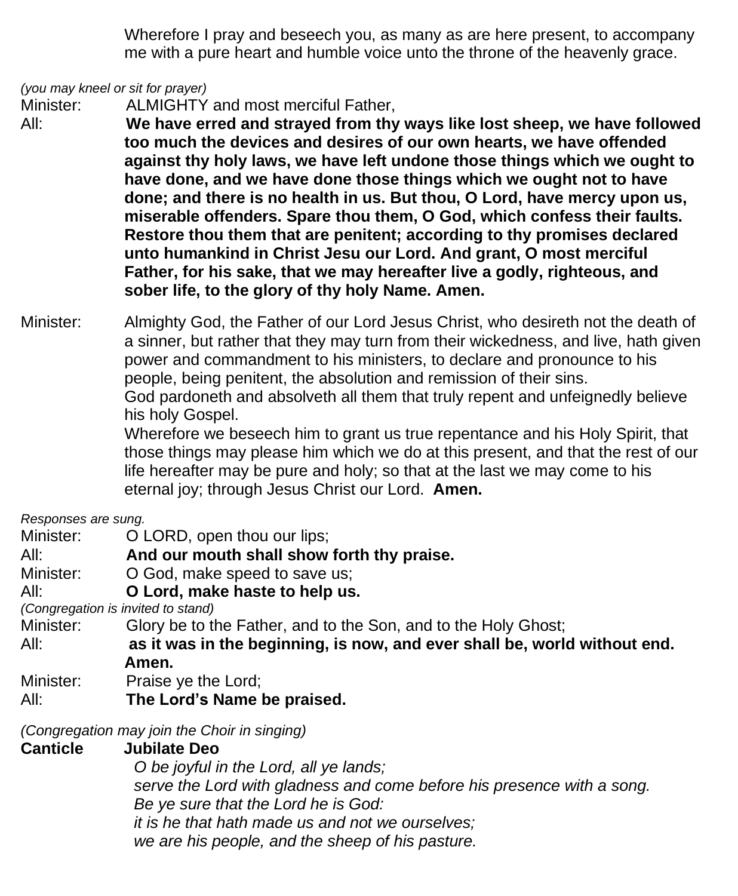Wherefore I pray and beseech you, as many as are here present, to accompany me with a pure heart and humble voice unto the throne of the heavenly grace.

*(you may kneel or sit for prayer)*

Minister: ALMIGHTY and most merciful Father,

All: **We have erred and strayed from thy ways like lost sheep, we have followed too much the devices and desires of our own hearts, we have offended against thy holy laws, we have left undone those things which we ought to have done, and we have done those things which we ought not to have done; and there is no health in us. But thou, O Lord, have mercy upon us, miserable offenders. Spare thou them, O God, which confess their faults. Restore thou them that are penitent; according to thy promises declared unto humankind in Christ Jesu our Lord. And grant, O most merciful Father, for his sake, that we may hereafter live a godly, righteous, and sober life, to the glory of thy holy Name. Amen.**

Minister: Almighty God, the Father of our Lord Jesus Christ, who desireth not the death of a sinner, but rather that they may turn from their wickedness, and live, hath given power and commandment to his ministers, to declare and pronounce to his people, being penitent, the absolution and remission of their sins.
God pardoneth and absolveth all them that truly repent and unfeignedly believe his holy Gospel.
Wherefore we beseech him to grant us true repentance and his Holy Spirit, that those things may please him which we do at this present, and that the rest of our life hereafter may be pure and holy; so that at the last we may come to his eternal joy; through Jesus Christ our Lord. **Amen.**

*Responses are sung.*

Minister: O LORD, open thou our lips;

All: **And our mouth shall show forth thy praise.**

Minister: O God, make speed to save us;

All: **O Lord, make haste to help us.**

*(Congregation is invited to stand)*

Minister: Glory be to the Father, and to the Son, and to the Holy Ghost;

All: **as it was in the beginning, is now, and ever shall be, world without end. Amen.**

Minister: Praise ye the Lord;

All: **The Lord's Name be praised.**

*(Congregation may join the Choir in singing)*

**Canticle Jubilate Deo**

*O be joyful in the Lord, all ye lands;*
*serve the Lord with gladness and come before his presence with a song.*
*Be ye sure that the Lord he is God:*
*it is he that hath made us and not we ourselves;*
*we are his people, and the sheep of his pasture.*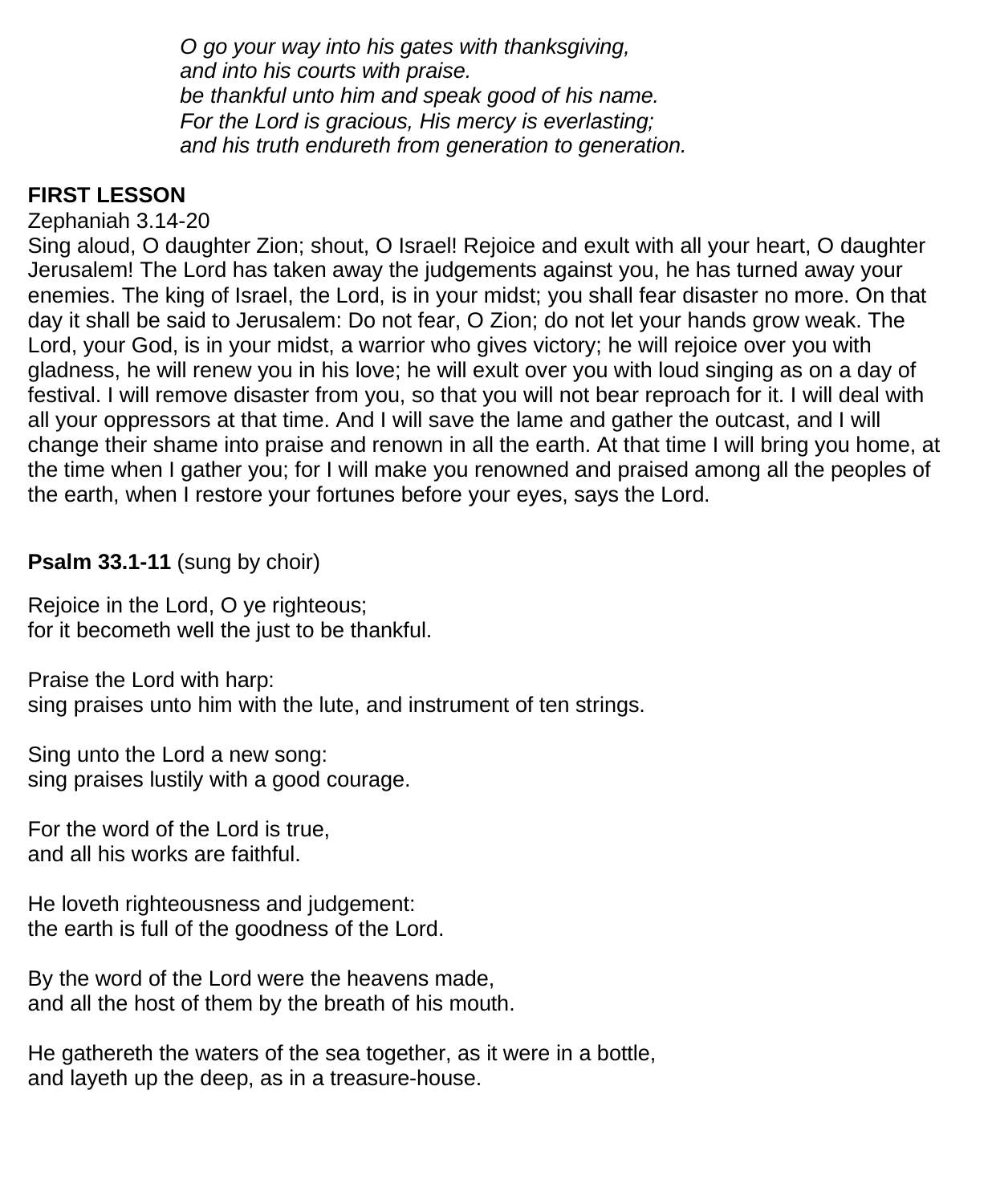*O go your way into his gates with thanksgiving,*
*and into his courts with praise.*
*be thankful unto him and speak good of his name.*
*For the Lord is gracious, His mercy is everlasting;*
*and his truth endureth from generation to generation.*

**FIRST LESSON**

Zephaniah 3.14-20

Sing aloud, O daughter Zion; shout, O Israel! Rejoice and exult with all your heart, O daughter Jerusalem! The Lord has taken away the judgements against you, he has turned away your enemies. The king of Israel, the Lord, is in your midst; you shall fear disaster no more. On that day it shall be said to Jerusalem: Do not fear, O Zion; do not let your hands grow weak. The Lord, your God, is in your midst, a warrior who gives victory; he will rejoice over you with gladness, he will renew you in his love; he will exult over you with loud singing as on a day of festival. I will remove disaster from you, so that you will not bear reproach for it. I will deal with all your oppressors at that time. And I will save the lame and gather the outcast, and I will change their shame into praise and renown in all the earth. At that time I will bring you home, at the time when I gather you; for I will make you renowned and praised among all the peoples of the earth, when I restore your fortunes before your eyes, says the Lord.

**Psalm 33.1-11** (sung by choir)

Rejoice in the Lord, O ye righteous;
for it becometh well the just to be thankful.

Praise the Lord with harp:
sing praises unto him with the lute, and instrument of ten strings.

Sing unto the Lord a new song:
sing praises lustily with a good courage.

For the word of the Lord is true,
and all his works are faithful.

He loveth righteousness and judgement:
the earth is full of the goodness of the Lord.

By the word of the Lord were the heavens made,
and all the host of them by the breath of his mouth.

He gathereth the waters of the sea together, as it were in a bottle,
and layeth up the deep, as in a treasure-house.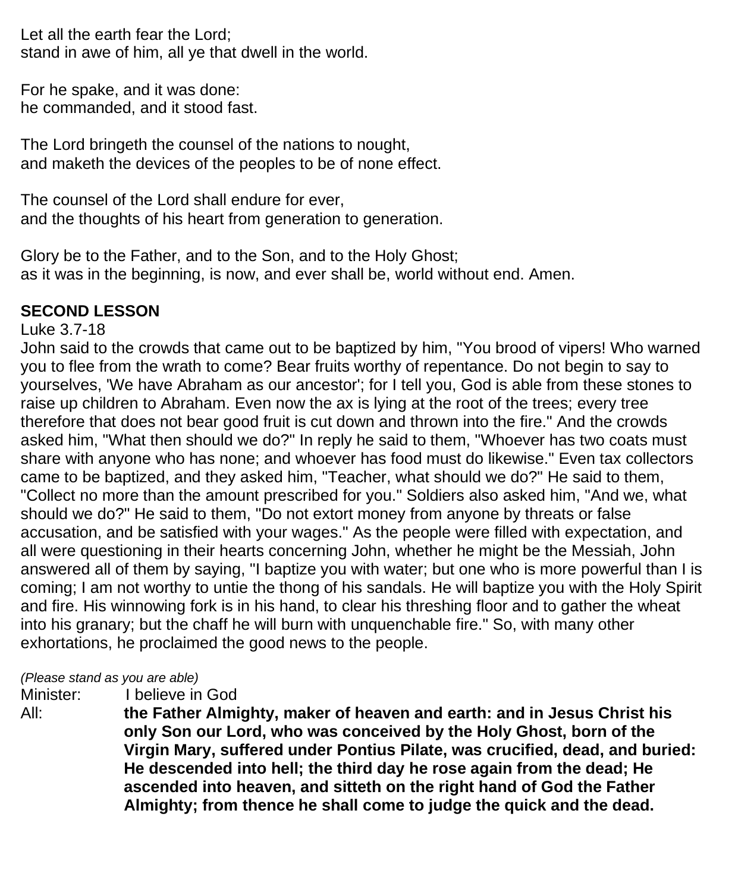Let all the earth fear the Lord;
stand in awe of him, all ye that dwell in the world.

For he spake, and it was done:
he commanded, and it stood fast.

The Lord bringeth the counsel of the nations to nought,
and maketh the devices of the peoples to be of none effect.

The counsel of the Lord shall endure for ever,
and the thoughts of his heart from generation to generation.

Glory be to the Father, and to the Son, and to the Holy Ghost;
as it was in the beginning, is now, and ever shall be, world without end. Amen.

**SECOND LESSON**

Luke 3.7-18

John said to the crowds that came out to be baptized by him, "You brood of vipers! Who warned you to flee from the wrath to come? Bear fruits worthy of repentance. Do not begin to say to yourselves, 'We have Abraham as our ancestor'; for I tell you, God is able from these stones to raise up children to Abraham. Even now the ax is lying at the root of the trees; every tree therefore that does not bear good fruit is cut down and thrown into the fire." And the crowds asked him, "What then should we do?" In reply he said to them, "Whoever has two coats must share with anyone who has none; and whoever has food must do likewise." Even tax collectors came to be baptized, and they asked him, "Teacher, what should we do?" He said to them, "Collect no more than the amount prescribed for you." Soldiers also asked him, "And we, what should we do?" He said to them, "Do not extort money from anyone by threats or false accusation, and be satisfied with your wages." As the people were filled with expectation, and all were questioning in their hearts concerning John, whether he might be the Messiah, John answered all of them by saying, "I baptize you with water; but one who is more powerful than I is coming; I am not worthy to untie the thong of his sandals. He will baptize you with the Holy Spirit and fire. His winnowing fork is in his hand, to clear his threshing floor and to gather the wheat into his granary; but the chaff he will burn with unquenchable fire." So, with many other exhortations, he proclaimed the good news to the people.

*(Please stand as you are able)*

Minister: I believe in God

All: **the Father Almighty, maker of heaven and earth: and in Jesus Christ his only Son our Lord, who was conceived by the Holy Ghost, born of the Virgin Mary, suffered under Pontius Pilate, was crucified, dead, and buried: He descended into hell; the third day he rose again from the dead; He ascended into heaven, and sitteth on the right hand of God the Father Almighty; from thence he shall come to judge the quick and the dead.**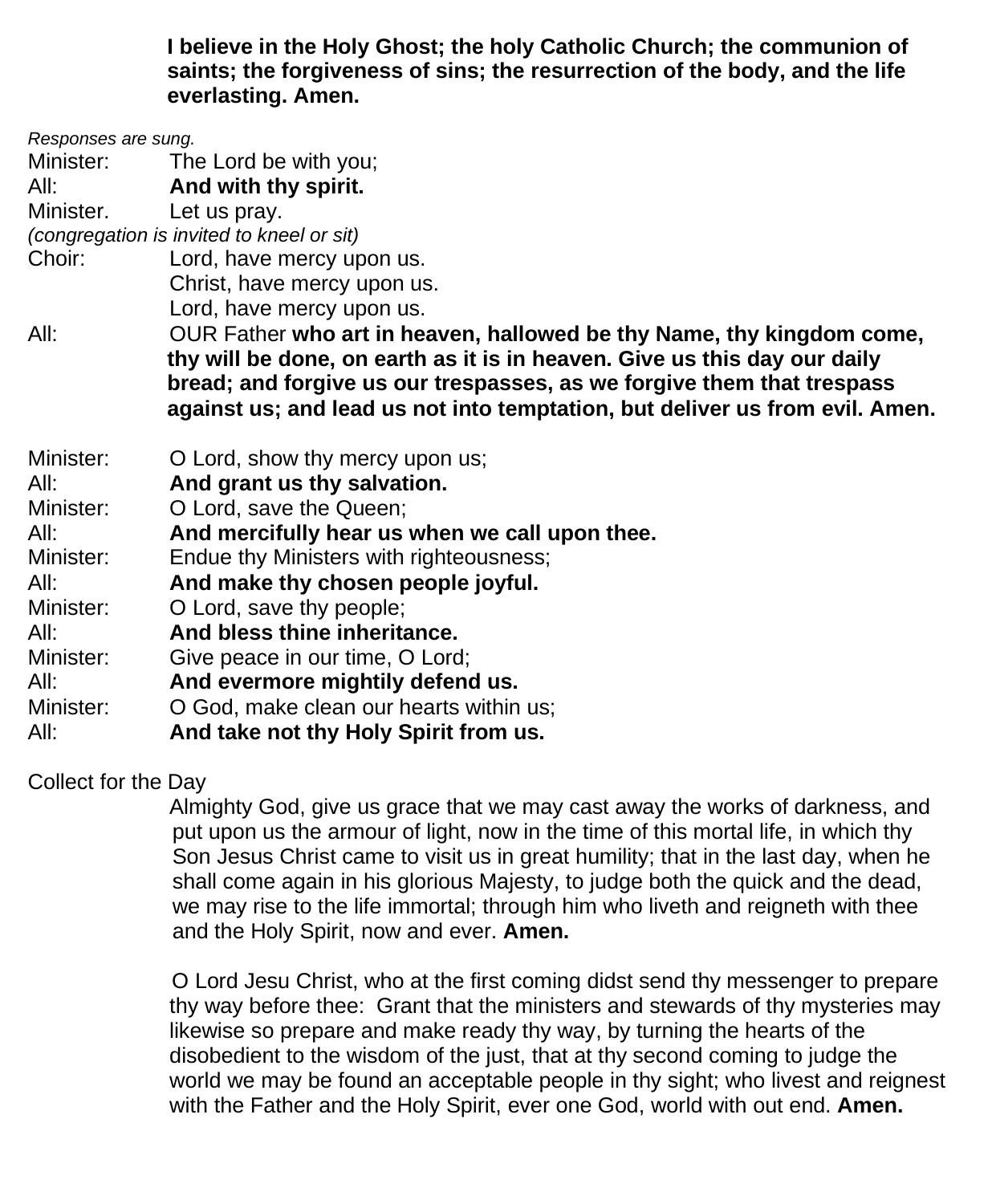**I believe in the Holy Ghost; the holy Catholic Church; the communion of saints; the forgiveness of sins; the resurrection of the body, and the life everlasting. Amen.**

*Responses are sung.*

Minister: The Lord be with you;  
All: **And with thy spirit.**  
Minister. Let us pray.  
*(congregation is invited to kneel or sit)*  
Choir: Lord, have mercy upon us.  
Christ, have mercy upon us.  
Lord, have mercy upon us.  
All: OUR Father **who art in heaven, hallowed be thy Name, thy kingdom come, thy will be done, on earth as it is in heaven. Give us this day our daily bread; and forgive us our trespasses, as we forgive them that trespass against us; and lead us not into temptation, but deliver us from evil. Amen.**

Minister: O Lord, show thy mercy upon us;  
All: **And grant us thy salvation.**  
Minister: O Lord, save the Queen;  
All: **And mercifully hear us when we call upon thee.**  
Minister: Endue thy Ministers with righteousness;  
All: **And make thy chosen people joyful.**  
Minister: O Lord, save thy people;  
All: **And bless thine inheritance.**  
Minister: Give peace in our time, O Lord;  
All: **And evermore mightily defend us.**  
Minister: O God, make clean our hearts within us;  
All: **And take not thy Holy Spirit from us.**

Collect for the Day

Almighty God, give us grace that we may cast away the works of darkness, and put upon us the armour of light, now in the time of this mortal life, in which thy Son Jesus Christ came to visit us in great humility; that in the last day, when he shall come again in his glorious Majesty, to judge both the quick and the dead, we may rise to the life immortal; through him who liveth and reigneth with thee and the Holy Spirit, now and ever. **Amen.**

O Lord Jesu Christ, who at the first coming didst send thy messenger to prepare thy way before thee: Grant that the ministers and stewards of thy mysteries may likewise so prepare and make ready thy way, by turning the hearts of the disobedient to the wisdom of the just, that at thy second coming to judge the world we may be found an acceptable people in thy sight; who livest and reignest with the Father and the Holy Spirit, ever one God, world with out end. **Amen.**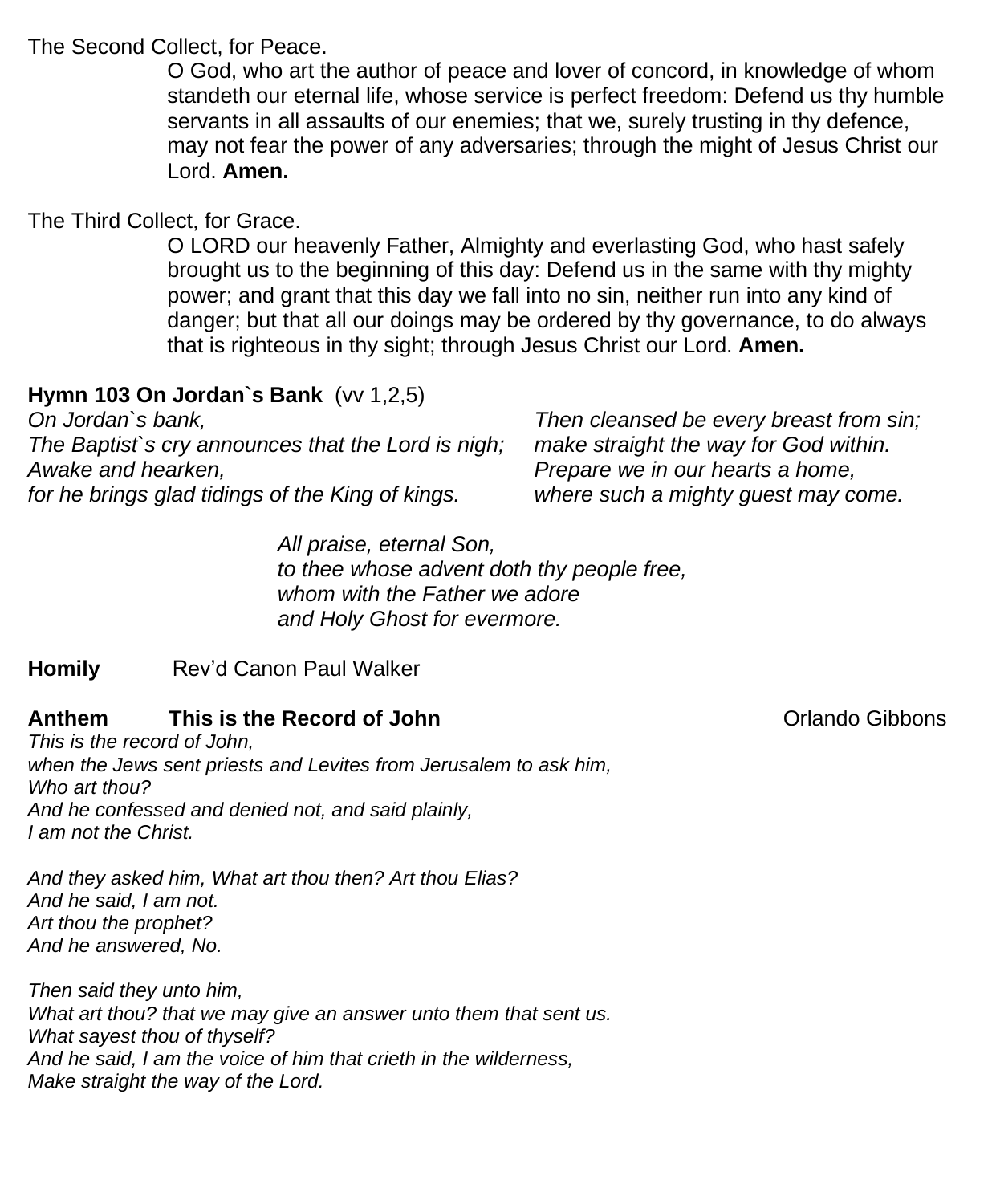The Second Collect, for Peace.

O God, who art the author of peace and lover of concord, in knowledge of whom standeth our eternal life, whose service is perfect freedom: Defend us thy humble servants in all assaults of our enemies; that we, surely trusting in thy defence, may not fear the power of any adversaries; through the might of Jesus Christ our Lord. **Amen.**

The Third Collect, for Grace.

O LORD our heavenly Father, Almighty and everlasting God, who hast safely brought us to the beginning of this day: Defend us in the same with thy mighty power; and grant that this day we fall into no sin, neither run into any kind of danger; but that all our doings may be ordered by thy governance, to do always that is righteous in thy sight; through Jesus Christ our Lord. **Amen.**

**Hymn 103 On Jordan`s Bank** (vv 1,2,5)

*On Jordan`s bank,*
*The Baptist`s cry announces that the Lord is nigh;*
*Awake and hearken,*
*for he brings glad tidings of the King of kings.*

*Then cleansed be every breast from sin;*
*make straight the way for God within.*
*Prepare we in our hearts a home,*
*where such a mighty guest may come.*

*All praise, eternal Son,*
*to thee whose advent doth thy people free,*
*whom with the Father we adore*
*and Holy Ghost for evermore.*

**Homily** Rev'd Canon Paul Walker

**Anthem This is the Record of John** Orlando Gibbons

*This is the record of John,*
*when the Jews sent priests and Levites from Jerusalem to ask him,*
*Who art thou?*
*And he confessed and denied not, and said plainly,*
*I am not the Christ.*

*And they asked him, What art thou then? Art thou Elias?*
*And he said, I am not.*
*Art thou the prophet?*
*And he answered, No.*

*Then said they unto him,*
*What art thou? that we may give an answer unto them that sent us.*
*What sayest thou of thyself?*
*And he said, I am the voice of him that crieth in the wilderness,*
*Make straight the way of the Lord.*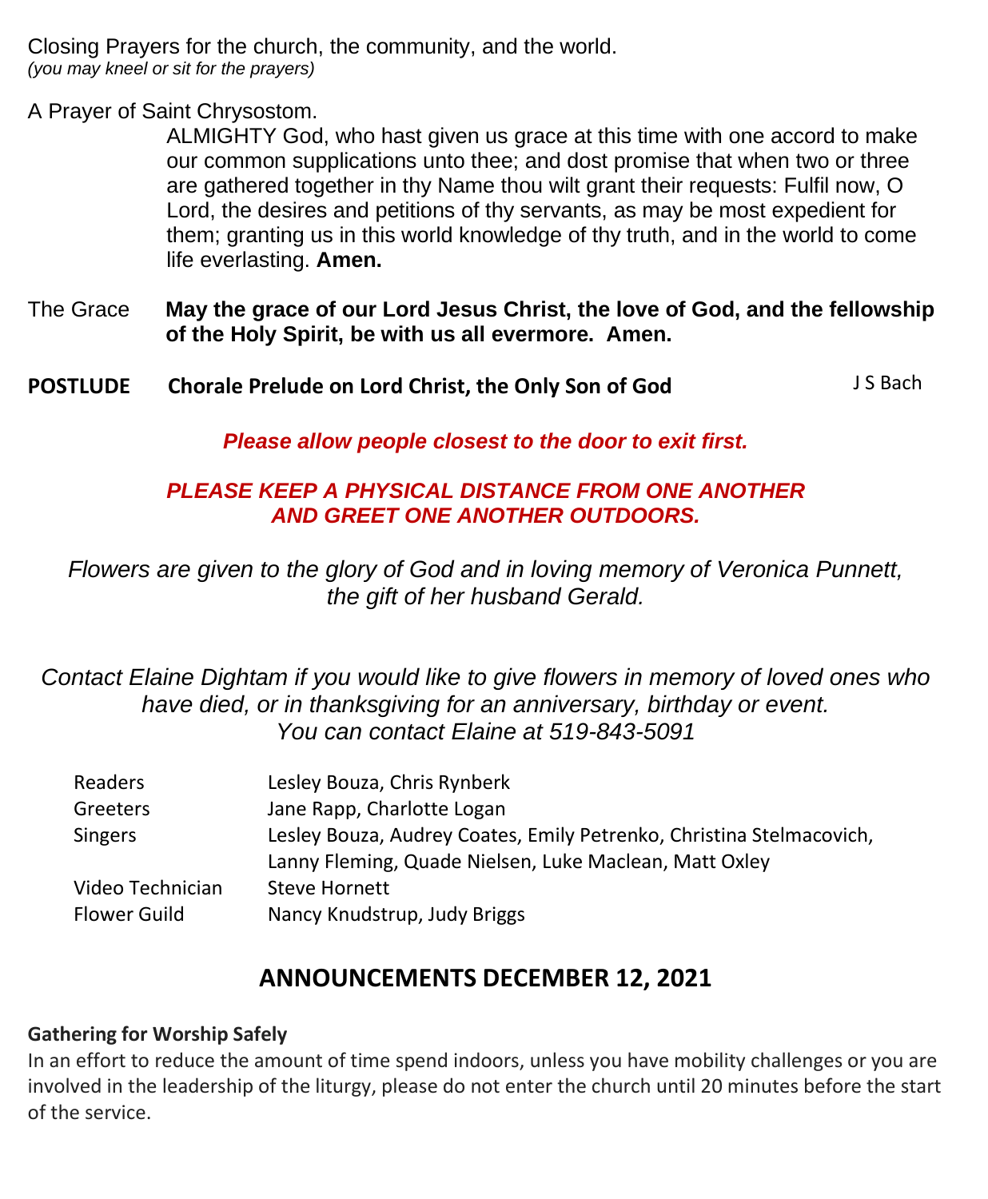Closing Prayers for the church, the community, and the world.
*(you may kneel or sit for the prayers)*

A Prayer of Saint Chrysostom.

ALMIGHTY God, who hast given us grace at this time with one accord to make our common supplications unto thee; and dost promise that when two or three are gathered together in thy Name thou wilt grant their requests: Fulfil now, O Lord, the desires and petitions of thy servants, as may be most expedient for them; granting us in this world knowledge of thy truth, and in the world to come life everlasting. **Amen.**

The Grace **May the grace of our Lord Jesus Christ, the love of God, and the fellowship of the Holy Spirit, be with us all evermore. Amen.**

**POSTLUDE** **Chorale Prelude on Lord Christ, the Only Son of God** J S Bach

***Please allow people closest to the door to exit first.***

***PLEASE KEEP A PHYSICAL DISTANCE FROM ONE ANOTHER AND GREET ONE ANOTHER OUTDOORS.***

*Flowers are given to the glory of God and in loving memory of Veronica Punnett, the gift of her husband Gerald.*

*Contact Elaine Dightam if you would like to give flowers in memory of loved ones who have died, or in thanksgiving for an anniversary, birthday or event. You can contact Elaine at 519-843-5091*

| | |
|---|---|
| Readers | Lesley Bouza, Chris Rynberk |
| Greeters | Jane Rapp, Charlotte Logan |
| Singers | Lesley Bouza, Audrey Coates, Emily Petrenko, Christina Stelmacovich, Lanny Fleming, Quade Nielsen, Luke Maclean, Matt Oxley |
| Video Technician | Steve Hornett |
| Flower Guild | Nancy Knudstrup, Judy Briggs |

## ANNOUNCEMENTS DECEMBER 12, 2021

**Gathering for Worship Safely**

In an effort to reduce the amount of time spend indoors, unless you have mobility challenges or you are involved in the leadership of the liturgy, please do not enter the church until 20 minutes before the start of the service.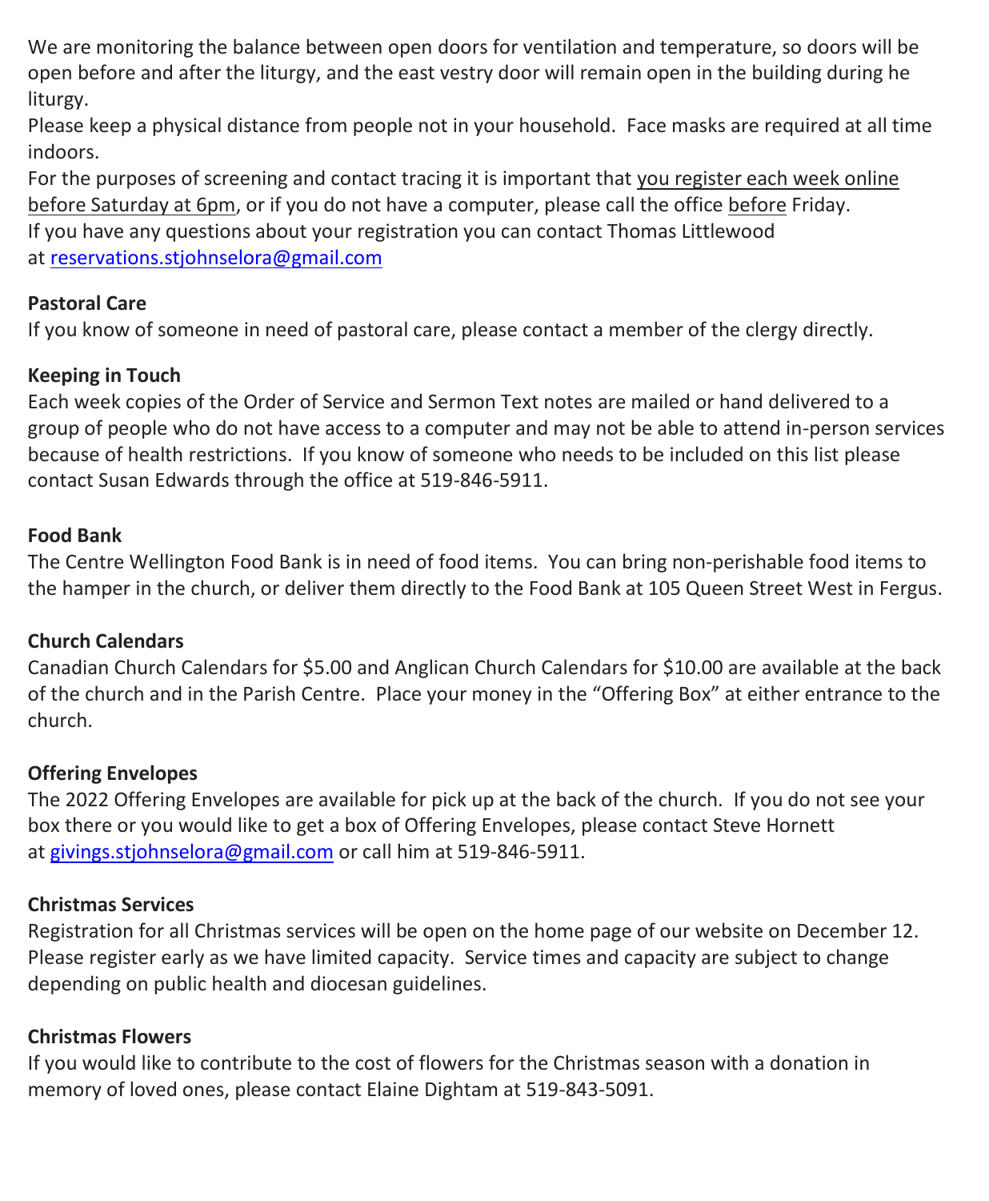We are monitoring the balance between open doors for ventilation and temperature, so doors will be open before and after the liturgy, and the east vestry door will remain open in the building during he liturgy.

Please keep a physical distance from people not in your household. Face masks are required at all time indoors.

For the purposes of screening and contact tracing it is important that <u>you register each week online before Saturday at 6pm</u>, or if you do not have a computer, please call the office <u>before</u> Friday.

If you have any questions about your registration you can contact Thomas Littlewood at reservations.stjohnselora@gmail.com

**Pastoral Care**

If you know of someone in need of pastoral care, please contact a member of the clergy directly.

**Keeping in Touch**

Each week copies of the Order of Service and Sermon Text notes are mailed or hand delivered to a group of people who do not have access to a computer and may not be able to attend in-person services because of health restrictions. If you know of someone who needs to be included on this list please contact Susan Edwards through the office at 519-846-5911.

**Food Bank**

The Centre Wellington Food Bank is in need of food items. You can bring non-perishable food items to the hamper in the church, or deliver them directly to the Food Bank at 105 Queen Street West in Fergus.

**Church Calendars**

Canadian Church Calendars for $5.00 and Anglican Church Calendars for $10.00 are available at the back of the church and in the Parish Centre. Place your money in the "Offering Box" at either entrance to the church.

**Offering Envelopes**

The 2022 Offering Envelopes are available for pick up at the back of the church. If you do not see your box there or you would like to get a box of Offering Envelopes, please contact Steve Hornett at givings.stjohnselora@gmail.com or call him at 519-846-5911.

**Christmas Services**

Registration for all Christmas services will be open on the home page of our website on December 12. Please register early as we have limited capacity. Service times and capacity are subject to change depending on public health and diocesan guidelines.

**Christmas Flowers**

If you would like to contribute to the cost of flowers for the Christmas season with a donation in memory of loved ones, please contact Elaine Dightam at 519-843-5091.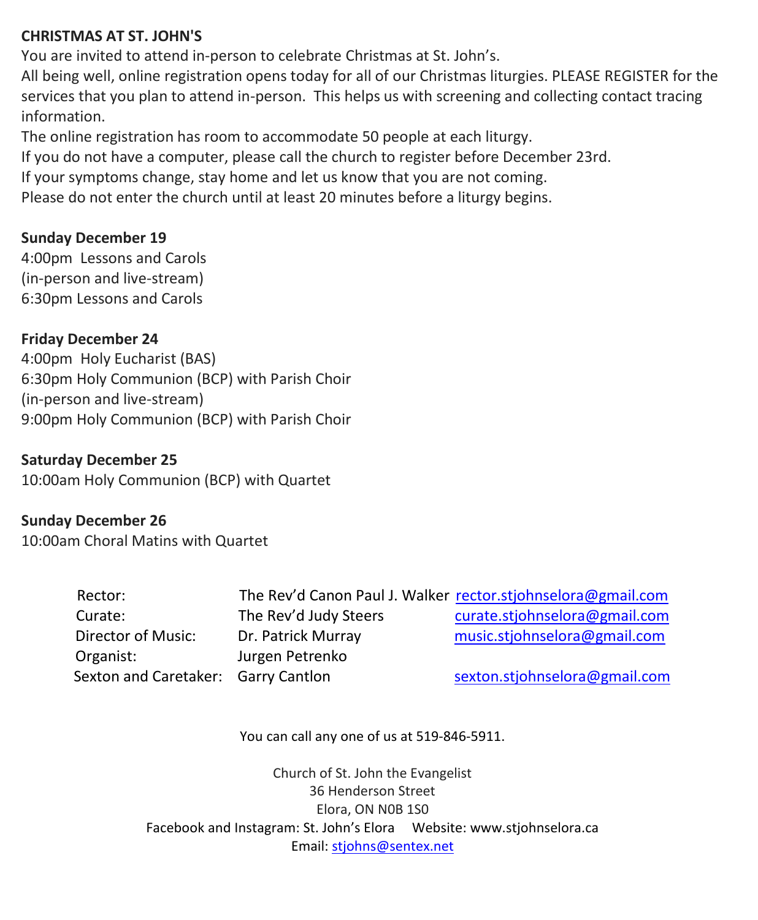**CHRISTMAS AT ST. JOHN'S**

You are invited to attend in-person to celebrate Christmas at St. John's.

All being well, online registration opens today for all of our Christmas liturgies. PLEASE REGISTER for the services that you plan to attend in-person. This helps us with screening and collecting contact tracing information.

The online registration has room to accommodate 50 people at each liturgy.

If you do not have a computer, please call the church to register before December 23rd.

If your symptoms change, stay home and let us know that you are not coming.

Please do not enter the church until at least 20 minutes before a liturgy begins.

**Sunday December 19**

4:00pm Lessons and Carols
(in-person and live-stream)
6:30pm Lessons and Carols

**Friday December 24**

4:00pm Holy Eucharist (BAS)
6:30pm Holy Communion (BCP) with Parish Choir
(in-person and live-stream)
9:00pm Holy Communion (BCP) with Parish Choir

**Saturday December 25**

10:00am Holy Communion (BCP) with Quartet

**Sunday December 26**

10:00am Choral Matins with Quartet

| | | |
|---|---|---|
| Rector: | The Rev'd Canon Paul J. Walker | rector.stjohnselora@gmail.com |
| Curate: | The Rev'd Judy Steers | curate.stjohnselora@gmail.com |
| Director of Music: | Dr. Patrick Murray | music.stjohnselora@gmail.com |
| Organist: | Jurgen Petrenko | |
| Sexton and Caretaker: | Garry Cantlon | sexton.stjohnselora@gmail.com |

You can call any one of us at 519-846-5911.

Church of St. John the Evangelist
36 Henderson Street
Elora, ON N0B 1S0
Facebook and Instagram: St. John's Elora Website: www.stjohnselora.ca
Email: stjohns@sentex.net